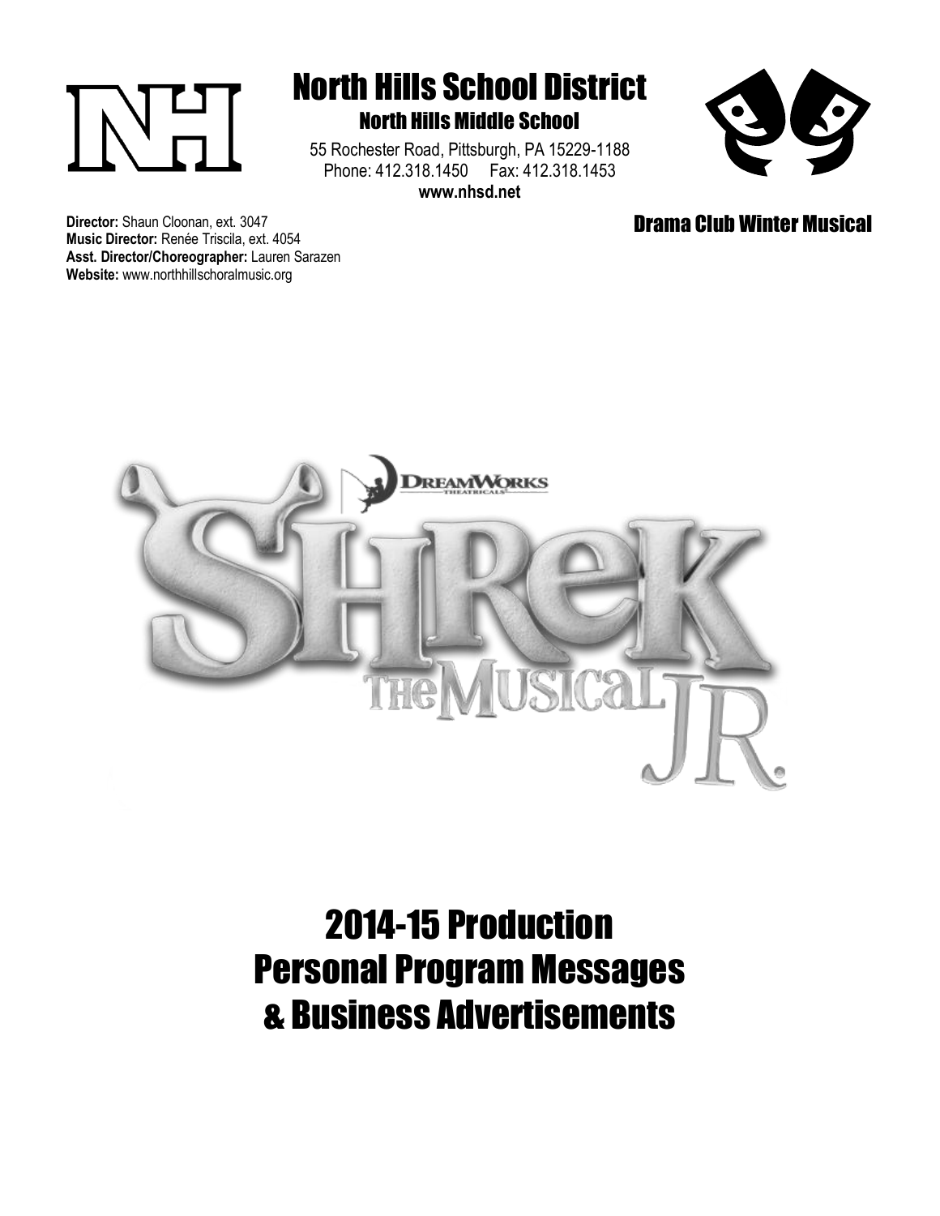# North Hills School District

## North Hills Middle School

55 Rochester Road, Pittsburgh, PA 15229-1188
Phone: 412.318.1450 Fax: 412.318.1453
**www.nhsd.net**

**Drama Club Winter Musical**

**Director:** Shaun Cloonan, ext. 3047
**Music Director:** Renée Triscila, ext. 4054
**Asst. Director/Choreographer:** Lauren Sarazen
**Website:** www.northhillschoralmusic.org

DreamWorks Theatricals

# Shrek The Musical JR.

# 2014-15 Production
# Personal Program Messages
# & Business Advertisements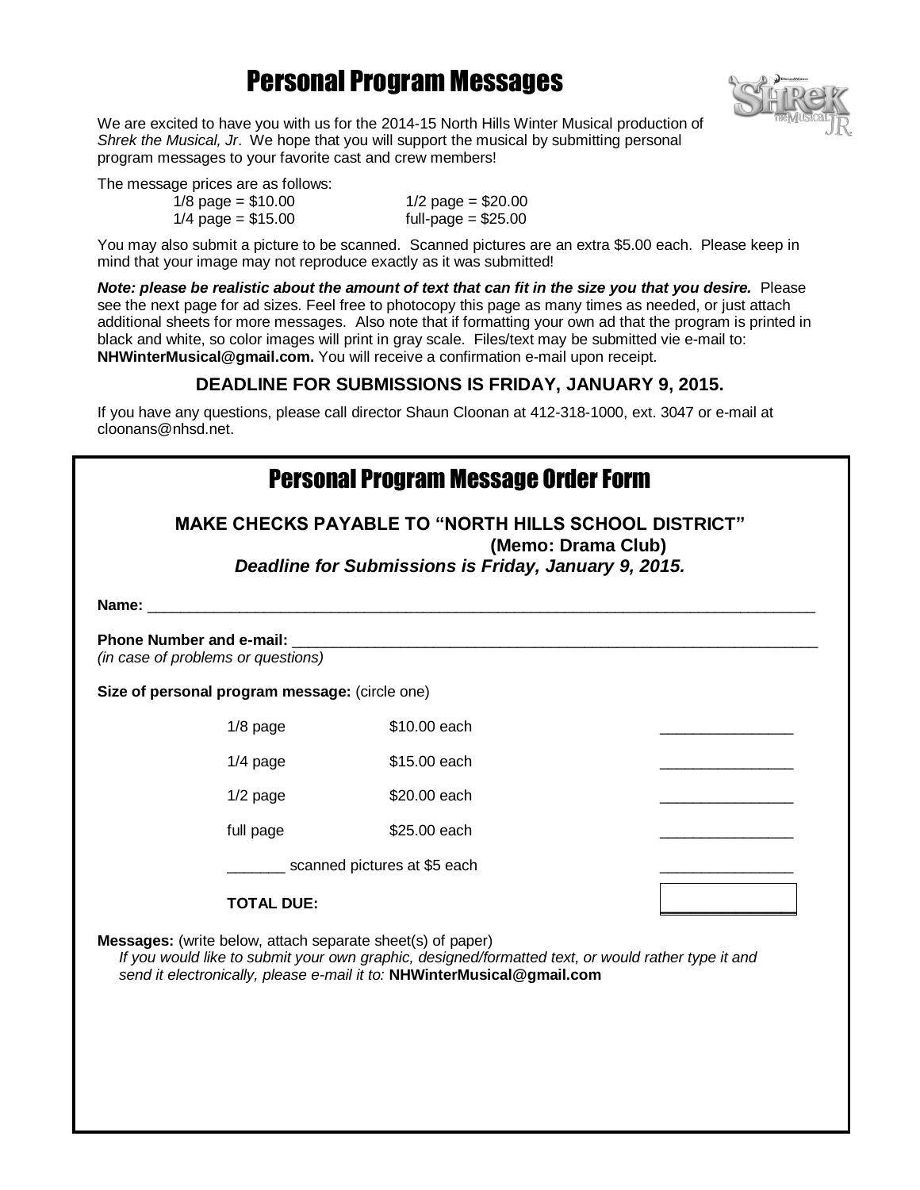# Personal Program Messages

We are excited to have you with us for the 2014-15 North Hills Winter Musical production of *Shrek the Musical, Jr*. We hope that you will support the musical by submitting personal program messages to your favorite cast and crew members!

The message prices are as follows:

| | |
|---|---|
| 1/8 page = $10.00 | 1/2 page = $20.00 |
| 1/4 page = $15.00 | full-page = $25.00 |

You may also submit a picture to be scanned. Scanned pictures are an extra $5.00 each. Please keep in mind that your image may not reproduce exactly as it was submitted!

***Note: please be realistic about the amount of text that can fit in the size you that you desire.*** Please see the next page for ad sizes. Feel free to photocopy this page as many times as needed, or just attach additional sheets for more messages. Also note that if formatting your own ad that the program is printed in black and white, so color images will print in gray scale. Files/text may be submitted vie e-mail to: **NHWinterMusical@gmail.com.** You will receive a confirmation e-mail upon receipt.

**DEADLINE FOR SUBMISSIONS IS FRIDAY, JANUARY 9, 2015.**

If you have any questions, please call director Shaun Cloonan at 412-318-1000, ext. 3047 or e-mail at cloonans@nhsd.net.

## Personal Program Message Order Form

**MAKE CHECKS PAYABLE TO "NORTH HILLS SCHOOL DISTRICT"**
**(Memo: Drama Club)**
***Deadline for Submissions is Friday, January 9, 2015.***

**Name:** ____________________________________________________________

**Phone Number and e-mail:** ______________________________________________
*(in case of problems or questions)*

**Size of personal program message:** (circle one)

| | | |
|---|---|---|
| 1/8 page | $10.00 each | ________ |
| 1/4 page | $15.00 each | ________ |
| 1/2 page | $20.00 each | ________ |
| full page | $25.00 each | ________ |
| _______ scanned pictures at $5 each | | ________ |
| **TOTAL DUE:** | | ________ |

**Messages:** (write below, attach separate sheet(s) of paper)
*If you would like to submit your own graphic, designed/formatted text, or would rather type it and send it electronically, please e-mail it to:* **NHWinterMusical@gmail.com**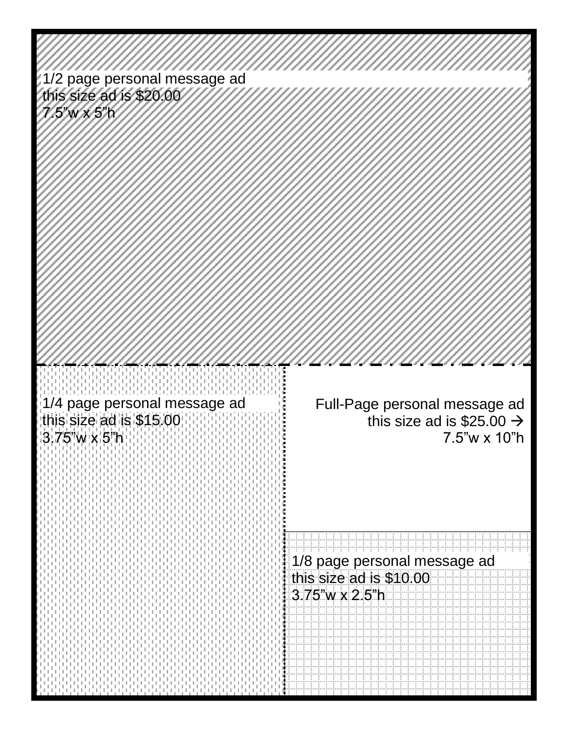1/2 page personal message ad
this size ad is $20.00
7.5"w x 5"h

1/4 page personal message ad
this size ad is $15.00
3.75"w x 5"h

Full-Page personal message ad
this size ad is $25.00 →
7.5"w x 10"h

1/8 page personal message ad
this size ad is $10.00
3.75"w x 2.5"h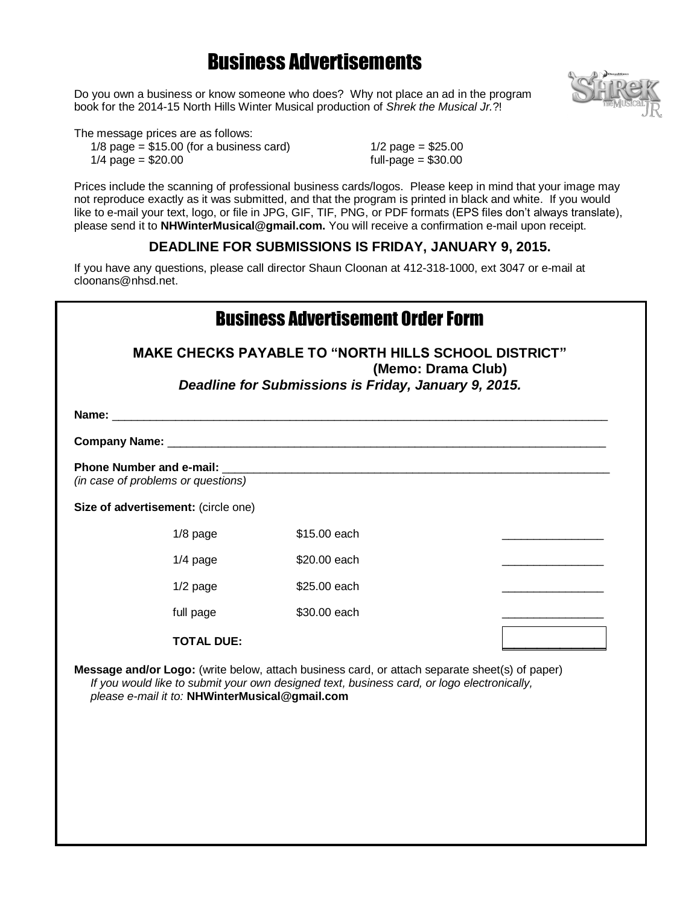# Business Advertisements

Do you own a business or know someone who does? Why not place an ad in the program book for the 2014-15 North Hills Winter Musical production of *Shrek the Musical Jr.*?!

The message prices are as follows:

1/8 page = $15.00 (for a business card)
1/4 page = $20.00
1/2 page = $25.00
full-page = $30.00

Prices include the scanning of professional business cards/logos. Please keep in mind that your image may not reproduce exactly as it was submitted, and that the program is printed in black and white. If you would like to e-mail your text, logo, or file in JPG, GIF, TIF, PNG, or PDF formats (EPS files don't always translate), please send it to **NHWinterMusical@gmail.com.** You will receive a confirmation e-mail upon receipt.

**DEADLINE FOR SUBMISSIONS IS FRIDAY, JANUARY 9, 2015.**

If you have any questions, please call director Shaun Cloonan at 412-318-1000, ext 3047 or e-mail at cloonans@nhsd.net.

## Business Advertisement Order Form

**MAKE CHECKS PAYABLE TO "NORTH HILLS SCHOOL DISTRICT"**
**(Memo: Drama Club)**
***Deadline for Submissions is Friday, January 9, 2015.***

**Name:** ___________________________________________

**Company Name:** ___________________________________________

**Phone Number and e-mail:** ___________________________________________
*(in case of problems or questions)*

**Size of advertisement:** (circle one)

| | | |
|---|---|---|
| 1/8 page | $15.00 each | ________ |
| 1/4 page | $20.00 each | ________ |
| 1/2 page | $25.00 each | ________ |
| full page | $30.00 each | ________ |
| **TOTAL DUE:** | | ________ |

**Message and/or Logo:** (write below, attach business card, or attach separate sheet(s) of paper)
*If you would like to submit your own designed text, business card, or logo electronically, please e-mail it to:* **NHWinterMusical@gmail.com**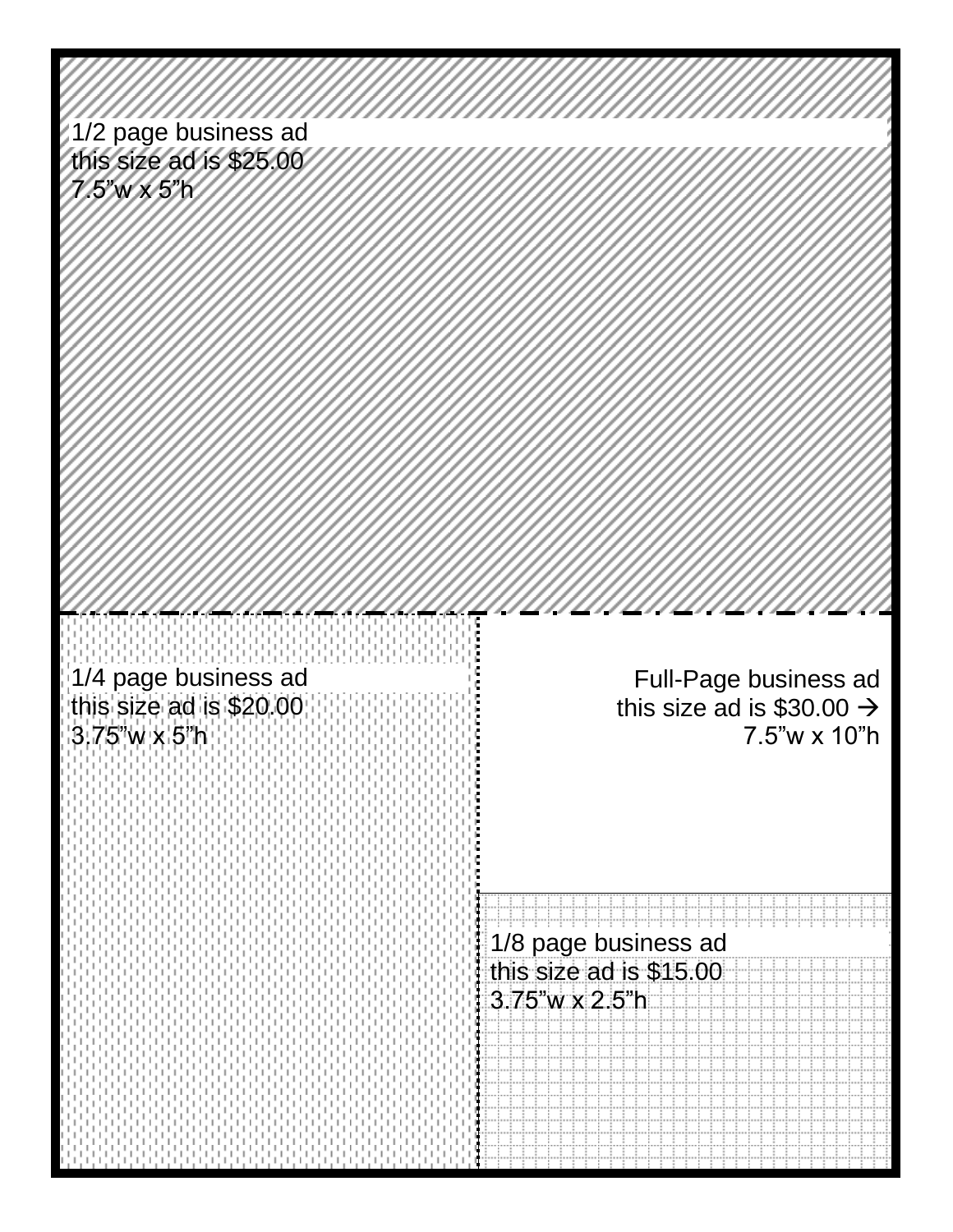1/2 page business ad
this size ad is $25.00
7.5"w x 5"h

1/4 page business ad
this size ad is $20.00
3.75"w x 5"h

Full-Page business ad
this size ad is $30.00 →
7.5"w x 10"h

1/8 page business ad
this size ad is $15.00
3.75"w x 2.5"h